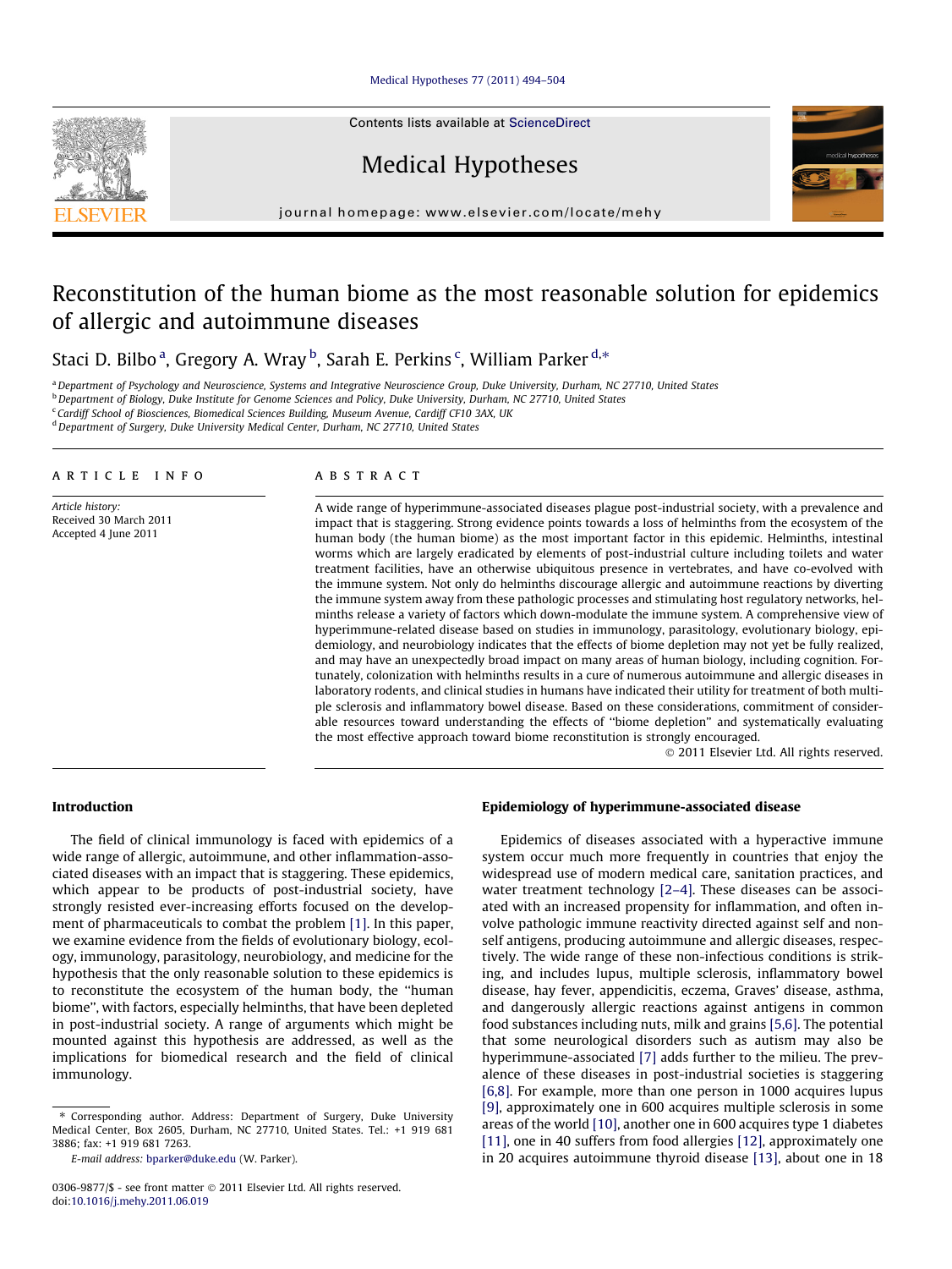# Reconstitution of the human biome as the most reasonable solution for epidemics of allergic and autoimmune diseases

Staci D. Bilbo [a], Gregory A. Wray [b], Sarah E. Perkins [c], William Parker [d,*]

[a] Department of Psychology and Neuroscience, Systems and Integrative Neuroscience Group, Duke University, Durham, NC 27710, United States
[b] Department of Biology, Duke Institute for Genome Sciences and Policy, Duke University, Durham, NC 27710, United States
[c] Cardiff School of Biosciences, Biomedical Sciences Building, Museum Avenue, Cardiff CF10 3AX, UK
[d] Department of Surgery, Duke University Medical Center, Durham, NC 27710, United States

## ARTICLE INFO

*Article history:*
Received 30 March 2011
Accepted 4 June 2011

## ABSTRACT

A wide range of hyperimmune-associated diseases plague post-industrial society, with a prevalence and impact that is staggering. Strong evidence points towards a loss of helminths from the ecosystem of the human body (the human biome) as the most important factor in this epidemic. Helminths, intestinal worms which are largely eradicated by elements of post-industrial culture including toilets and water treatment facilities, have an otherwise ubiquitous presence in vertebrates, and have co-evolved with the immune system. Not only do helminths discourage allergic and autoimmune reactions by diverting the immune system away from these pathologic processes and stimulating host regulatory networks, helminths release a variety of factors which down-modulate the immune system. A comprehensive view of hyperimmune-related disease based on studies in immunology, parasitology, evolutionary biology, epidemiology, and neurobiology indicates that the effects of biome depletion may not yet be fully realized, and may have an unexpectedly broad impact on many areas of human biology, including cognition. Fortunately, colonization with helminths results in a cure of numerous autoimmune and allergic diseases in laboratory rodents, and clinical studies in humans have indicated their utility for treatment of both multiple sclerosis and inflammatory bowel disease. Based on these considerations, commitment of considerable resources toward understanding the effects of "biome depletion" and systematically evaluating the most effective approach toward biome reconstitution is strongly encouraged.

© 2011 Elsevier Ltd. All rights reserved.

## Introduction

The field of clinical immunology is faced with epidemics of a wide range of allergic, autoimmune, and other inflammation-associated diseases with an impact that is staggering. These epidemics, which appear to be products of post-industrial society, have strongly resisted ever-increasing efforts focused on the development of pharmaceuticals to combat the problem [1]. In this paper, we examine evidence from the fields of evolutionary biology, ecology, immunology, parasitology, neurobiology, and medicine for the hypothesis that the only reasonable solution to these epidemics is to reconstitute the ecosystem of the human body, the "human biome", with factors, especially helminths, that have been depleted in post-industrial society. A range of arguments which might be mounted against this hypothesis are addressed, as well as the implications for biomedical research and the field of clinical immunology.

## Epidemiology of hyperimmune-associated disease

Epidemics of diseases associated with a hyperactive immune system occur much more frequently in countries that enjoy the widespread use of modern medical care, sanitation practices, and water treatment technology [2–4]. These diseases can be associated with an increased propensity for inflammation, and often involve pathologic immune reactivity directed against self and non-self antigens, producing autoimmune and allergic diseases, respectively. The wide range of these non-infectious conditions is striking, and includes lupus, multiple sclerosis, inflammatory bowel disease, hay fever, appendicitis, eczema, Graves' disease, asthma, and dangerously allergic reactions against antigens in common food substances including nuts, milk and grains [5,6]. The potential that some neurological disorders such as autism may also be hyperimmune-associated [7] adds further to the milieu. The prevalence of these diseases in post-industrial societies is staggering [6,8]. For example, more than one person in 1000 acquires lupus [9], approximately one in 600 acquires multiple sclerosis in some areas of the world [10], another one in 600 acquires type 1 diabetes [11], one in 40 suffers from food allergies [12], approximately one in 20 acquires autoimmune thyroid disease [13], about one in 18

\* Corresponding author. Address: Department of Surgery, Duke University Medical Center, Box 2605, Durham, NC 27710, United States. Tel.: +1 919 681 3886; fax: +1 919 681 7263.
*E-mail address:* bparker@duke.edu (W. Parker).

0306-9877/$ - see front matter © 2011 Elsevier Ltd. All rights reserved.
doi:10.1016/j.mehy.2011.06.019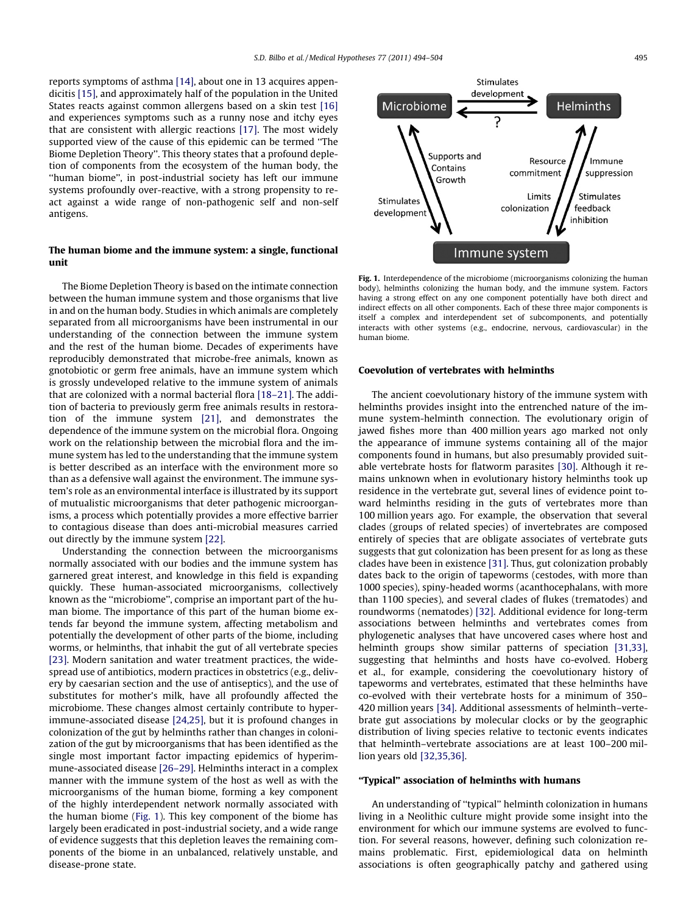reports symptoms of asthma [14], about one in 13 acquires appendicitis [15], and approximately half of the population in the United States reacts against common allergens based on a skin test [16] and experiences symptoms such as a runny nose and itchy eyes that are consistent with allergic reactions [17]. The most widely supported view of the cause of this epidemic can be termed "The Biome Depletion Theory". This theory states that a profound depletion of components from the ecosystem of the human body, the "human biome", in post-industrial society has left our immune systems profoundly over-reactive, with a strong propensity to react against a wide range of non-pathogenic self and non-self antigens.

## The human biome and the immune system: a single, functional unit

The Biome Depletion Theory is based on the intimate connection between the human immune system and those organisms that live in and on the human body. Studies in which animals are completely separated from all microorganisms have been instrumental in our understanding of the connection between the immune system and the rest of the human biome. Decades of experiments have reproducibly demonstrated that microbe-free animals, known as gnotobiotic or germ free animals, have an immune system which is grossly undeveloped relative to the immune system of animals that are colonized with a normal bacterial flora [18–21]. The addition of bacteria to previously germ free animals results in restoration of the immune system [21], and demonstrates the dependence of the immune system on the microbial flora. Ongoing work on the relationship between the microbial flora and the immune system has led to the understanding that the immune system is better described as an interface with the environment more so than as a defensive wall against the environment. The immune system's role as an environmental interface is illustrated by its support of mutualistic microorganisms that deter pathogenic microorganisms, a process which potentially provides a more effective barrier to contagious disease than does anti-microbial measures carried out directly by the immune system [22].

Understanding the connection between the microorganisms normally associated with our bodies and the immune system has garnered great interest, and knowledge in this field is expanding quickly. These human-associated microorganisms, collectively known as the "microbiome", comprise an important part of the human biome. The importance of this part of the human biome extends far beyond the immune system, affecting metabolism and potentially the development of other parts of the biome, including worms, or helminths, that inhabit the gut of all vertebrate species [23]. Modern sanitation and water treatment practices, the widespread use of antibiotics, modern practices in obstetrics (e.g., delivery by caesarian section and the use of antiseptics), and the use of substitutes for mother's milk, have all profoundly affected the microbiome. These changes almost certainly contribute to hyperimmune-associated disease [24,25], but it is profound changes in colonization of the gut by helminths rather than changes in colonization of the gut by microorganisms that has been identified as the single most important factor impacting epidemics of hyperimmune-associated disease [26–29]. Helminths interact in a complex manner with the immune system of the host as well as with the microorganisms of the human biome, forming a key component of the highly interdependent network normally associated with the human biome (Fig. 1). This key component of the biome has largely been eradicated in post-industrial society, and a wide range of evidence suggests that this depletion leaves the remaining components of the biome in an unbalanced, relatively unstable, and disease-prone state.

Microbiome → Helminths: Stimulates development; Helminths → Microbiome: ?
Microbiome ↔ Immune system: Stimulates development; Supports and Contains Growth
Helminths ↔ Immune system: Resource commitment; Immune suppression; Limits colonization; Stimulates feedback inhibition

**Fig. 1.** Interdependence of the microbiome (microorganisms colonizing the human body), helminths colonizing the human body, and the immune system. Factors having a strong effect on any one component potentially have both direct and indirect effects on all other components. Each of these three major components is itself a complex and interdependent set of subcomponents, and potentially interacts with other systems (e.g., endocrine, nervous, cardiovascular) in the human biome.

## Coevolution of vertebrates with helminths

The ancient coevolutionary history of the immune system with helminths provides insight into the entrenched nature of the immune system-helminth connection. The evolutionary origin of jawed fishes more than 400 million years ago marked not only the appearance of immune systems containing all of the major components found in humans, but also presumably provided suitable vertebrate hosts for flatworm parasites [30]. Although it remains unknown when in evolutionary history helminths took up residence in the vertebrate gut, several lines of evidence point toward helminths residing in the guts of vertebrates more than 100 million years ago. For example, the observation that several clades (groups of related species) of invertebrates are composed entirely of species that are obligate associates of vertebrate guts suggests that gut colonization has been present for as long as these clades have been in existence [31]. Thus, gut colonization probably dates back to the origin of tapeworms (cestodes, with more than 1000 species), spiny-headed worms (acanthocephalans, with more than 1100 species), and several clades of flukes (trematodes) and roundworms (nematodes) [32]. Additional evidence for long-term associations between helminths and vertebrates comes from phylogenetic analyses that have uncovered cases where host and helminth groups show similar patterns of speciation [31,33], suggesting that helminths and hosts have co-evolved. Hoberg et al., for example, considering the coevolutionary history of tapeworms and vertebrates, estimated that these helminths have co-evolved with their vertebrate hosts for a minimum of 350–420 million years [34]. Additional assessments of helminth–vertebrate gut associations by molecular clocks or by the geographic distribution of living species relative to tectonic events indicates that helminth–vertebrate associations are at least 100–200 million years old [32,35,36].

## "Typical" association of helminths with humans

An understanding of "typical" helminth colonization in humans living in a Neolithic culture might provide some insight into the environment for which our immune systems are evolved to function. For several reasons, however, defining such colonization remains problematic. First, epidemiological data on helminth associations is often geographically patchy and gathered using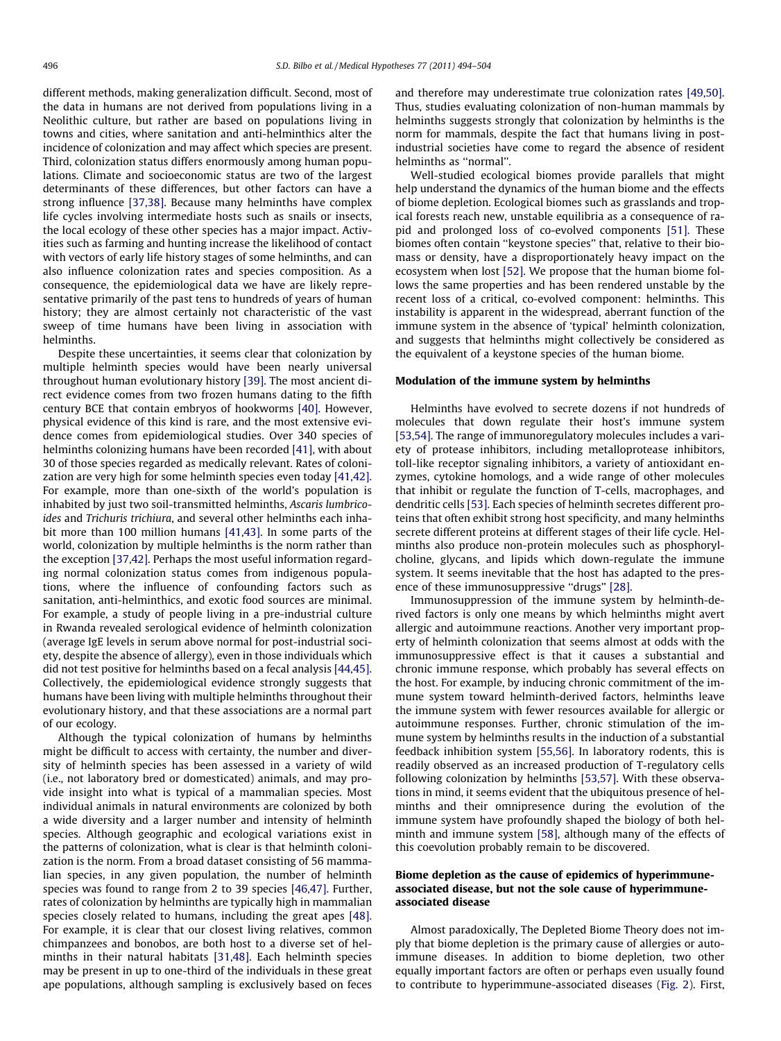different methods, making generalization difficult. Second, most of the data in humans are not derived from populations living in a Neolithic culture, but rather are based on populations living in towns and cities, where sanitation and anti-helminthics alter the incidence of colonization and may affect which species are present. Third, colonization status differs enormously among human populations. Climate and socioeconomic status are two of the largest determinants of these differences, but other factors can have a strong influence [37,38]. Because many helminths have complex life cycles involving intermediate hosts such as snails or insects, the local ecology of these other species has a major impact. Activities such as farming and hunting increase the likelihood of contact with vectors of early life history stages of some helminths, and can also influence colonization rates and species composition. As a consequence, the epidemiological data we have are likely representative primarily of the past tens to hundreds of years of human history; they are almost certainly not characteristic of the vast sweep of time humans have been living in association with helminths.

Despite these uncertainties, it seems clear that colonization by multiple helminth species would have been nearly universal throughout human evolutionary history [39]. The most ancient direct evidence comes from two frozen humans dating to the fifth century BCE that contain embryos of hookworms [40]. However, physical evidence of this kind is rare, and the most extensive evidence comes from epidemiological studies. Over 340 species of helminths colonizing humans have been recorded [41], with about 30 of those species regarded as medically relevant. Rates of colonization are very high for some helminth species even today [41,42]. For example, more than one-sixth of the world's population is inhabited by just two soil-transmitted helminths, *Ascaris lumbricoides* and *Trichuris trichiura*, and several other helminths each inhabit more than 100 million humans [41,43]. In some parts of the world, colonization by multiple helminths is the norm rather than the exception [37,42]. Perhaps the most useful information regarding normal colonization status comes from indigenous populations, where the influence of confounding factors such as sanitation, anti-helminthics, and exotic food sources are minimal. For example, a study of people living in a pre-industrial culture in Rwanda revealed serological evidence of helminth colonization (average IgE levels in serum above normal for post-industrial society, despite the absence of allergy), even in those individuals which did not test positive for helminths based on a fecal analysis [44,45]. Collectively, the epidemiological evidence strongly suggests that humans have been living with multiple helminths throughout their evolutionary history, and that these associations are a normal part of our ecology.

Although the typical colonization of humans by helminths might be difficult to access with certainty, the number and diversity of helminth species has been assessed in a variety of wild (i.e., not laboratory bred or domesticated) animals, and may provide insight into what is typical of a mammalian species. Most individual animals in natural environments are colonized by both a wide diversity and a larger number and intensity of helminth species. Although geographic and ecological variations exist in the patterns of colonization, what is clear is that helminth colonization is the norm. From a broad dataset consisting of 56 mammalian species, in any given population, the number of helminth species was found to range from 2 to 39 species [46,47]. Further, rates of colonization by helminths are typically high in mammalian species closely related to humans, including the great apes [48]. For example, it is clear that our closest living relatives, common chimpanzees and bonobos, are both host to a diverse set of helminths in their natural habitats [31,48]. Each helminth species may be present in up to one-third of the individuals in these great ape populations, although sampling is exclusively based on feces and therefore may underestimate true colonization rates [49,50]. Thus, studies evaluating colonization of non-human mammals by helminths suggests strongly that colonization by helminths is the norm for mammals, despite the fact that humans living in post-industrial societies have come to regard the absence of resident helminths as "normal".

Well-studied ecological biomes provide parallels that might help understand the dynamics of the human biome and the effects of biome depletion. Ecological biomes such as grasslands and tropical forests reach new, unstable equilibria as a consequence of rapid and prolonged loss of co-evolved components [51]. These biomes often contain "keystone species" that, relative to their biomass or density, have a disproportionately heavy impact on the ecosystem when lost [52]. We propose that the human biome follows the same properties and has been rendered unstable by the recent loss of a critical, co-evolved component: helminths. This instability is apparent in the widespread, aberrant function of the immune system in the absence of 'typical' helminth colonization, and suggests that helminths might collectively be considered as the equivalent of a keystone species of the human biome.

## Modulation of the immune system by helminths

Helminths have evolved to secrete dozens if not hundreds of molecules that down regulate their host's immune system [53,54]. The range of immunoregulatory molecules includes a variety of protease inhibitors, including metalloprotease inhibitors, toll-like receptor signaling inhibitors, a variety of antioxidant enzymes, cytokine homologs, and a wide range of other molecules that inhibit or regulate the function of T-cells, macrophages, and dendritic cells [53]. Each species of helminth secretes different proteins that often exhibit strong host specificity, and many helminths secrete different proteins at different stages of their life cycle. Helminths also produce non-protein molecules such as phosphorylcholine, glycans, and lipids which down-regulate the immune system. It seems inevitable that the host has adapted to the presence of these immunosuppressive "drugs" [28].

Immunosuppression of the immune system by helminth-derived factors is only one means by which helminths might avert allergic and autoimmune reactions. Another very important property of helminth colonization that seems almost at odds with the immunosuppressive effect is that it causes a substantial and chronic immune response, which probably has several effects on the host. For example, by inducing chronic commitment of the immune system toward helminth-derived factors, helminths leave the immune system with fewer resources available for allergic or autoimmune responses. Further, chronic stimulation of the immune system by helminths results in the induction of a substantial feedback inhibition system [55,56]. In laboratory rodents, this is readily observed as an increased production of T-regulatory cells following colonization by helminths [53,57]. With these observations in mind, it seems evident that the ubiquitous presence of helminths and their omnipresence during the evolution of the immune system have profoundly shaped the biology of both helminth and immune system [58], although many of the effects of this coevolution probably remain to be discovered.

## Biome depletion as the cause of epidemics of hyperimmune-associated disease, but not the sole cause of hyperimmune-associated disease

Almost paradoxically, The Depleted Biome Theory does not imply that biome depletion is the primary cause of allergies or autoimmune diseases. In addition to biome depletion, two other equally important factors are often or perhaps even usually found to contribute to hyperimmune-associated diseases (Fig. 2). First,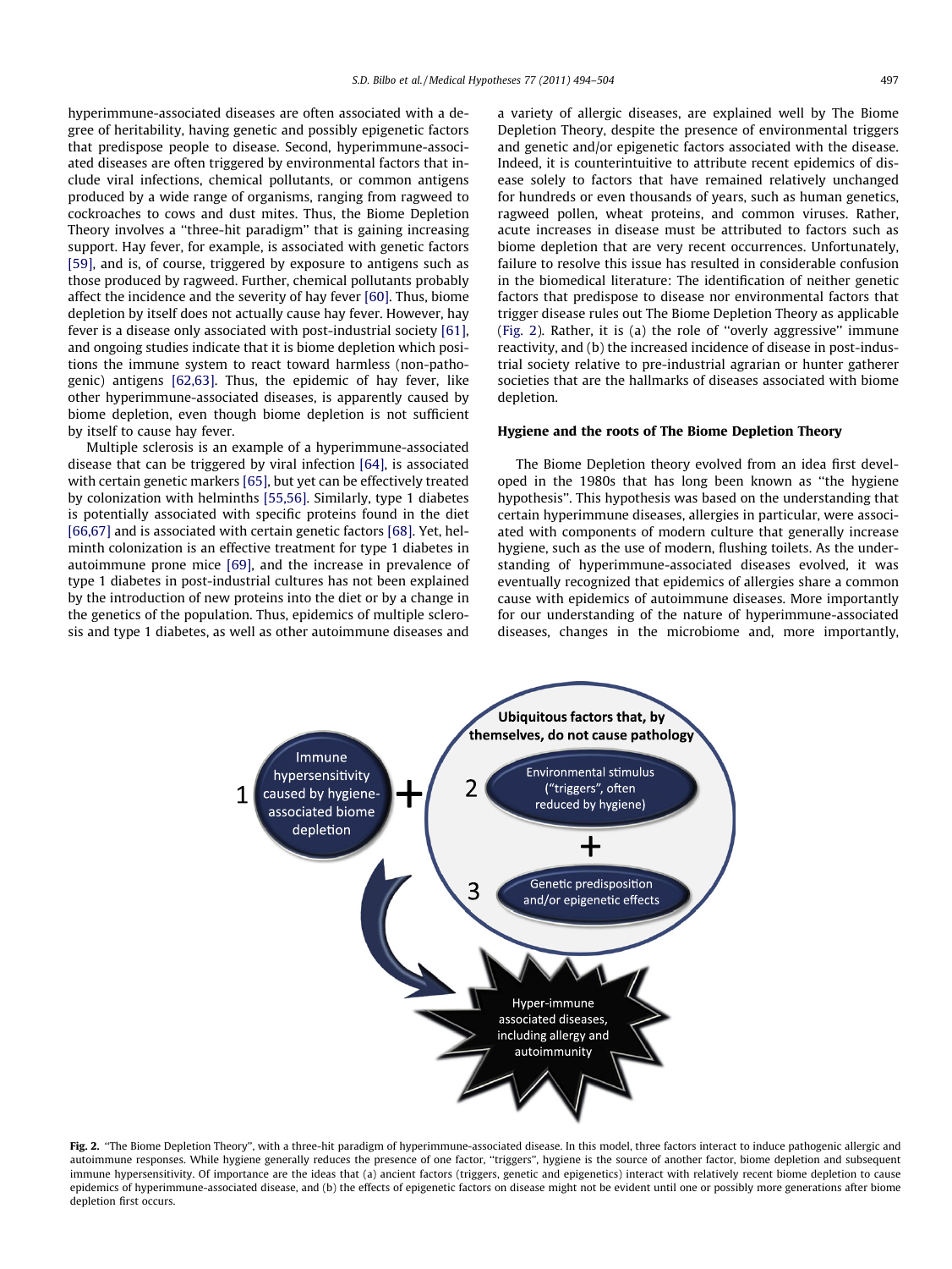hyperimmune-associated diseases are often associated with a degree of heritability, having genetic and possibly epigenetic factors that predispose people to disease. Second, hyperimmune-associated diseases are often triggered by environmental factors that include viral infections, chemical pollutants, or common antigens produced by a wide range of organisms, ranging from ragweed to cockroaches to cows and dust mites. Thus, the Biome Depletion Theory involves a "three-hit paradigm" that is gaining increasing support. Hay fever, for example, is associated with genetic factors [59], and is, of course, triggered by exposure to antigens such as those produced by ragweed. Further, chemical pollutants probably affect the incidence and the severity of hay fever [60]. Thus, biome depletion by itself does not actually cause hay fever. However, hay fever is a disease only associated with post-industrial society [61], and ongoing studies indicate that it is biome depletion which positions the immune system to react toward harmless (non-pathogenic) antigens [62,63]. Thus, the epidemic of hay fever, like other hyperimmune-associated diseases, is apparently caused by biome depletion, even though biome depletion is not sufficient by itself to cause hay fever.

Multiple sclerosis is an example of a hyperimmune-associated disease that can be triggered by viral infection [64], is associated with certain genetic markers [65], but yet can be effectively treated by colonization with helminths [55,56]. Similarly, type 1 diabetes is potentially associated with specific proteins found in the diet [66,67] and is associated with certain genetic factors [68]. Yet, helminth colonization is an effective treatment for type 1 diabetes in autoimmune prone mice [69], and the increase in prevalence of type 1 diabetes in post-industrial cultures has not been explained by the introduction of new proteins into the diet or by a change in the genetics of the population. Thus, epidemics of multiple sclerosis and type 1 diabetes, as well as other autoimmune diseases and a variety of allergic diseases, are explained well by The Biome Depletion Theory, despite the presence of environmental triggers and genetic and/or epigenetic factors associated with the disease. Indeed, it is counterintuitive to attribute recent epidemics of disease solely to factors that have remained relatively unchanged for hundreds or even thousands of years, such as human genetics, ragweed pollen, wheat proteins, and common viruses. Rather, acute increases in disease must be attributed to factors such as biome depletion that are very recent occurrences. Unfortunately, failure to resolve this issue has resulted in considerable confusion in the biomedical literature: The identification of neither genetic factors that predispose to disease nor environmental factors that trigger disease rules out The Biome Depletion Theory as applicable (Fig. 2). Rather, it is (a) the role of "overly aggressive" immune reactivity, and (b) the increased incidence of disease in post-industrial society relative to pre-industrial agrarian or hunter gatherer societies that are the hallmarks of diseases associated with biome depletion.

## Hygiene and the roots of The Biome Depletion Theory

The Biome Depletion theory evolved from an idea first developed in the 1980s that has long been known as "the hygiene hypothesis". This hypothesis was based on the understanding that certain hyperimmune diseases, allergies in particular, were associated with components of modern culture that generally increase hygiene, such as the use of modern, flushing toilets. As the understanding of hyperimmune-associated diseases evolved, it was eventually recognized that epidemics of allergies share a common cause with epidemics of autoimmune diseases. More importantly for our understanding of the nature of hyperimmune-associated diseases, changes in the microbiome and, more importantly,

**Fig. 2.** "The Biome Depletion Theory", with a three-hit paradigm of hyperimmune-associated disease. In this model, three factors interact to induce pathogenic allergic and autoimmune responses. While hygiene generally reduces the presence of one factor, "triggers", hygiene is the source of another factor, biome depletion and subsequent immune hypersensitivity. Of importance are the ideas that (a) ancient factors (triggers, genetic and epigenetics) interact with relatively recent biome depletion to cause epidemics of hyperimmune-associated disease, and (b) the effects of epigenetic factors on disease might not be evident until one or possibly more generations after biome depletion first occurs.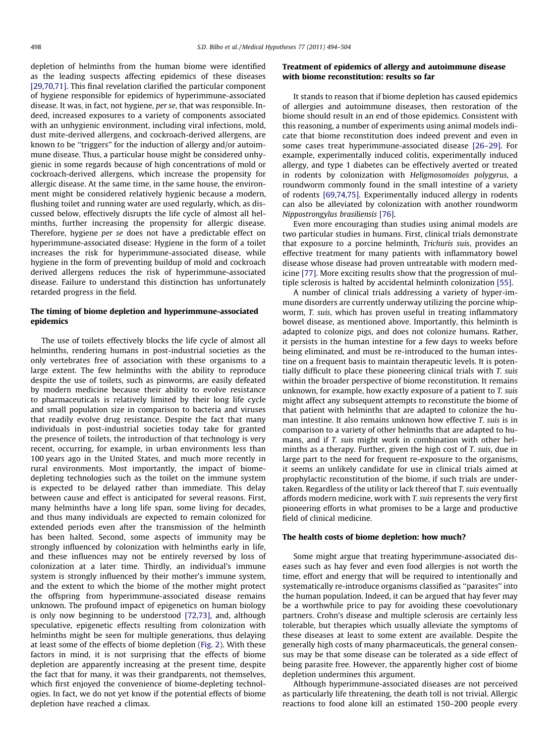depletion of helminths from the human biome were identified as the leading suspects affecting epidemics of these diseases [29,70,71]. This final revelation clarified the particular component of hygiene responsible for epidemics of hyperimmune-associated disease. It was, in fact, not hygiene, *per se*, that was responsible. Indeed, increased exposures to a variety of components associated with an unhygienic environment, including viral infections, mold, dust mite-derived allergens, and cockroach-derived allergens, are known to be "triggers" for the induction of allergy and/or autoimmune disease. Thus, a particular house might be considered unhygienic in some regards because of high concentrations of mold or cockroach-derived allergens, which increase the propensity for allergic disease. At the same time, in the same house, the environment might be considered relatively hygienic because a modern, flushing toilet and running water are used regularly, which, as discussed below, effectively disrupts the life cycle of almost all helminths, further increasing the propensity for allergic disease. Therefore, hygiene *per se* does not have a predictable effect on hyperimmune-associated disease: Hygiene in the form of a toilet increases the risk for hyperimmune-associated disease, while hygiene in the form of preventing buildup of mold and cockroach derived allergens reduces the risk of hyperimmune-associated disease. Failure to understand this distinction has unfortunately retarded progress in the field.

## The timing of biome depletion and hyperimmune-associated epidemics

The use of toilets effectively blocks the life cycle of almost all helminths, rendering humans in post-industrial societies as the only vertebrates free of association with these organisms to a large extent. The few helminths with the ability to reproduce despite the use of toilets, such as pinworms, are easily defeated by modern medicine because their ability to evolve resistance to pharmaceuticals is relatively limited by their long life cycle and small population size in comparison to bacteria and viruses that readily evolve drug resistance. Despite the fact that many individuals in post-industrial societies today take for granted the presence of toilets, the introduction of that technology is very recent, occurring, for example, in urban environments less than 100 years ago in the United States, and much more recently in rural environments. Most importantly, the impact of biome-depleting technologies such as the toilet on the immune system is expected to be delayed rather than immediate. This delay between cause and effect is anticipated for several reasons. First, many helminths have a long life span, some living for decades, and thus many individuals are expected to remain colonized for extended periods even after the transmission of the helminth has been halted. Second, some aspects of immunity may be strongly influenced by colonization with helminths early in life, and these influences may not be entirely reversed by loss of colonization at a later time. Thirdly, an individual's immune system is strongly influenced by their mother's immune system, and the extent to which the biome of the mother might protect the offspring from hyperimmune-associated disease remains unknown. The profound impact of epigenetics on human biology is only now beginning to be understood [72,73], and, although speculative, epigenetic effects resulting from colonization with helminths might be seen for multiple generations, thus delaying at least some of the effects of biome depletion (Fig. 2). With these factors in mind, it is not surprising that the effects of biome depletion are apparently increasing at the present time, despite the fact that for many, it was their grandparents, not themselves, which first enjoyed the convenience of biome-depleting technologies. In fact, we do not yet know if the potential effects of biome depletion have reached a climax.

## Treatment of epidemics of allergy and autoimmune disease with biome reconstitution: results so far

It stands to reason that if biome depletion has caused epidemics of allergies and autoimmune diseases, then restoration of the biome should result in an end of those epidemics. Consistent with this reasoning, a number of experiments using animal models indicate that biome reconstitution does indeed prevent and even in some cases treat hyperimmune-associated disease [26–29]. For example, experimentally induced colitis, experimentally induced allergy, and type 1 diabetes can be effectively averted or treated in rodents by colonization with *Heligmosomoides polygyrus*, a roundworm commonly found in the small intestine of a variety of rodents [69,74,75]. Experimentally induced allergy in rodents can also be alleviated by colonization with another roundworm *Nippostrongylus brasiliensis* [76].

Even more encouraging than studies using animal models are two particular studies in humans. First, clinical trials demonstrate that exposure to a porcine helminth, *Trichuris suis*, provides an effective treatment for many patients with inflammatory bowel disease whose disease had proven untreatable with modern medicine [77]. More exciting results show that the progression of multiple sclerosis is halted by accidental helminth colonization [55].

A number of clinical trials addressing a variety of hyper-immune disorders are currently underway utilizing the porcine whipworm, *T. suis*, which has proven useful in treating inflammatory bowel disease, as mentioned above. Importantly, this helminth is adapted to colonize pigs, and does not colonize humans. Rather, it persists in the human intestine for a few days to weeks before being eliminated, and must be re-introduced to the human intestine on a frequent basis to maintain therapeutic levels. It is potentially difficult to place these pioneering clinical trials with *T. suis* within the broader perspective of biome reconstitution. It remains unknown, for example, how exactly exposure of a patient to *T. suis* might affect any subsequent attempts to reconstitute the biome of that patient with helminths that are adapted to colonize the human intestine. It also remains unknown how effective *T. suis* is in comparison to a variety of other helminths that are adapted to humans, and if *T. suis* might work in combination with other helminths as a therapy. Further, given the high cost of *T. suis*, due in large part to the need for frequent re-exposure to the organisms, it seems an unlikely candidate for use in clinical trials aimed at prophylactic reconstitution of the biome, if such trials are undertaken. Regardless of the utility or lack thereof that *T. suis* eventually affords modern medicine, work with *T. suis* represents the very first pioneering efforts in what promises to be a large and productive field of clinical medicine.

## The health costs of biome depletion: how much?

Some might argue that treating hyperimmune-associated diseases such as hay fever and even food allergies is not worth the time, effort and energy that will be required to intentionally and systematically re-introduce organisms classified as "parasites" into the human population. Indeed, it can be argued that hay fever may be a worthwhile price to pay for avoiding these coevolutionary partners. Crohn's disease and multiple sclerosis are certainly less tolerable, but therapies which usually alleviate the symptoms of these diseases at least to some extent are available. Despite the generally high costs of many pharmaceuticals, the general consensus may be that some disease can be tolerated as a side effect of being parasite free. However, the apparently higher cost of biome depletion undermines this argument.

Although hyperimmune-associated diseases are not perceived as particularly life threatening, the death toll is not trivial. Allergic reactions to food alone kill an estimated 150–200 people every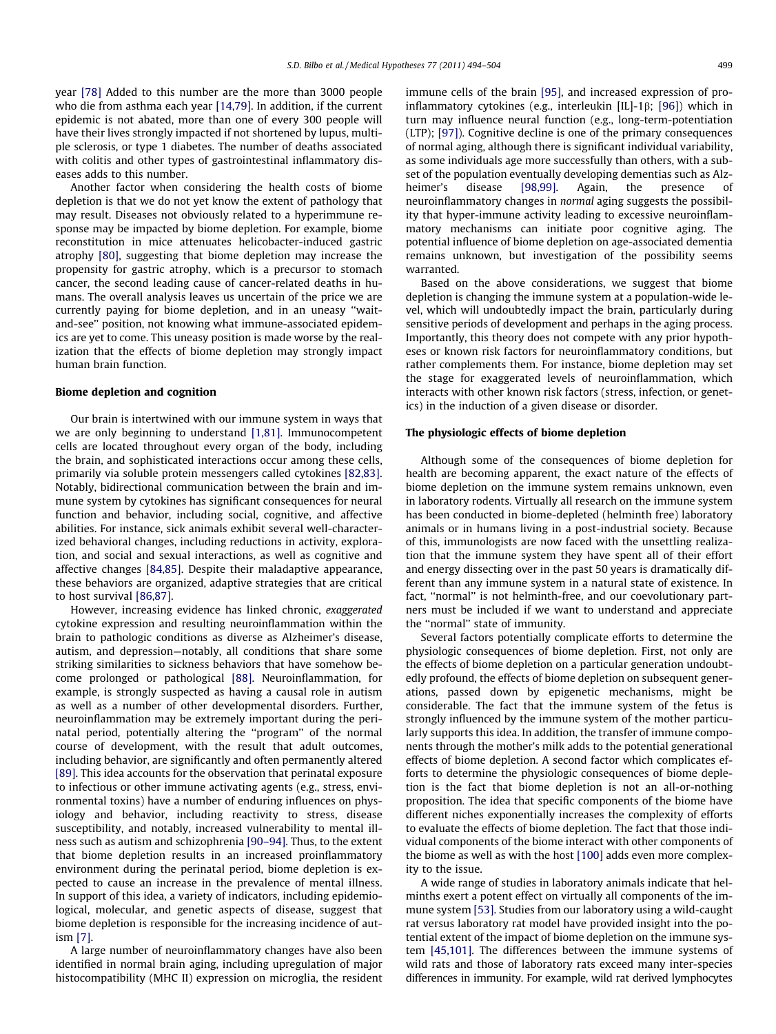year [78] Added to this number are the more than 3000 people who die from asthma each year [14,79]. In addition, if the current epidemic is not abated, more than one of every 300 people will have their lives strongly impacted if not shortened by lupus, multiple sclerosis, or type 1 diabetes. The number of deaths associated with colitis and other types of gastrointestinal inflammatory diseases adds to this number.

Another factor when considering the health costs of biome depletion is that we do not yet know the extent of pathology that may result. Diseases not obviously related to a hyperimmune response may be impacted by biome depletion. For example, biome reconstitution in mice attenuates helicobacter-induced gastric atrophy [80], suggesting that biome depletion may increase the propensity for gastric atrophy, which is a precursor to stomach cancer, the second leading cause of cancer-related deaths in humans. The overall analysis leaves us uncertain of the price we are currently paying for biome depletion, and in an uneasy ''wait-and-see'' position, not knowing what immune-associated epidemics are yet to come. This uneasy position is made worse by the realization that the effects of biome depletion may strongly impact human brain function.

### Biome depletion and cognition

Our brain is intertwined with our immune system in ways that we are only beginning to understand [1,81]. Immunocompetent cells are located throughout every organ of the body, including the brain, and sophisticated interactions occur among these cells, primarily via soluble protein messengers called cytokines [82,83]. Notably, bidirectional communication between the brain and immune system by cytokines has significant consequences for neural function and behavior, including social, cognitive, and affective abilities. For instance, sick animals exhibit several well-characterized behavioral changes, including reductions in activity, exploration, and social and sexual interactions, as well as cognitive and affective changes [84,85]. Despite their maladaptive appearance, these behaviors are organized, adaptive strategies that are critical to host survival [86,87].

However, increasing evidence has linked chronic, *exaggerated* cytokine expression and resulting neuroinflammation within the brain to pathologic conditions as diverse as Alzheimer's disease, autism, and depression—notably, all conditions that share some striking similarities to sickness behaviors that have somehow become prolonged or pathological [88]. Neuroinflammation, for example, is strongly suspected as having a causal role in autism as well as a number of other developmental disorders. Further, neuroinflammation may be extremely important during the perinatal period, potentially altering the ''program'' of the normal course of development, with the result that adult outcomes, including behavior, are significantly and often permanently altered [89]. This idea accounts for the observation that perinatal exposure to infectious or other immune activating agents (e.g., stress, environmental toxins) have a number of enduring influences on physiology and behavior, including reactivity to stress, disease susceptibility, and notably, increased vulnerability to mental illness such as autism and schizophrenia [90–94]. Thus, to the extent that biome depletion results in an increased proinflammatory environment during the perinatal period, biome depletion is expected to cause an increase in the prevalence of mental illness. In support of this idea, a variety of indicators, including epidemiological, molecular, and genetic aspects of disease, suggest that biome depletion is responsible for the increasing incidence of autism [7].

A large number of neuroinflammatory changes have also been identified in normal brain aging, including upregulation of major histocompatibility (MHC II) expression on microglia, the resident immune cells of the brain [95], and increased expression of proinflammatory cytokines (e.g., interleukin [IL]-1β; [96]) which in turn may influence neural function (e.g., long-term-potentiation (LTP); [97]). Cognitive decline is one of the primary consequences of normal aging, although there is significant individual variability, as some individuals age more successfully than others, with a subset of the population eventually developing dementias such as Alzheimer's disease [98,99]. Again, the presence of neuroinflammatory changes in *normal* aging suggests the possibility that hyper-immune activity leading to excessive neuroinflammatory mechanisms can initiate poor cognitive aging. The potential influence of biome depletion on age-associated dementia remains unknown, but investigation of the possibility seems warranted.

Based on the above considerations, we suggest that biome depletion is changing the immune system at a population-wide level, which will undoubtedly impact the brain, particularly during sensitive periods of development and perhaps in the aging process. Importantly, this theory does not compete with any prior hypotheses or known risk factors for neuroinflammatory conditions, but rather complements them. For instance, biome depletion may set the stage for exaggerated levels of neuroinflammation, which interacts with other known risk factors (stress, infection, or genetics) in the induction of a given disease or disorder.

### The physiologic effects of biome depletion

Although some of the consequences of biome depletion for health are becoming apparent, the exact nature of the effects of biome depletion on the immune system remains unknown, even in laboratory rodents. Virtually all research on the immune system has been conducted in biome-depleted (helminth free) laboratory animals or in humans living in a post-industrial society. Because of this, immunologists are now faced with the unsettling realization that the immune system they have spent all of their effort and energy dissecting over in the past 50 years is dramatically different than any immune system in a natural state of existence. In fact, ''normal'' is not helminth-free, and our coevolutionary partners must be included if we want to understand and appreciate the ''normal'' state of immunity.

Several factors potentially complicate efforts to determine the physiologic consequences of biome depletion. First, not only are the effects of biome depletion on a particular generation undoubtedly profound, the effects of biome depletion on subsequent generations, passed down by epigenetic mechanisms, might be considerable. The fact that the immune system of the fetus is strongly influenced by the immune system of the mother particularly supports this idea. In addition, the transfer of immune components through the mother's milk adds to the potential generational effects of biome depletion. A second factor which complicates efforts to determine the physiologic consequences of biome depletion is the fact that biome depletion is not an all-or-nothing proposition. The idea that specific components of the biome have different niches exponentially increases the complexity of efforts to evaluate the effects of biome depletion. The fact that those individual components of the biome interact with other components of the biome as well as with the host [100] adds even more complexity to the issue.

A wide range of studies in laboratory animals indicate that helminths exert a potent effect on virtually all components of the immune system [53]. Studies from our laboratory using a wild-caught rat versus laboratory rat model have provided insight into the potential extent of the impact of biome depletion on the immune system [45,101]. The differences between the immune systems of wild rats and those of laboratory rats exceed many inter-species differences in immunity. For example, wild rat derived lymphocytes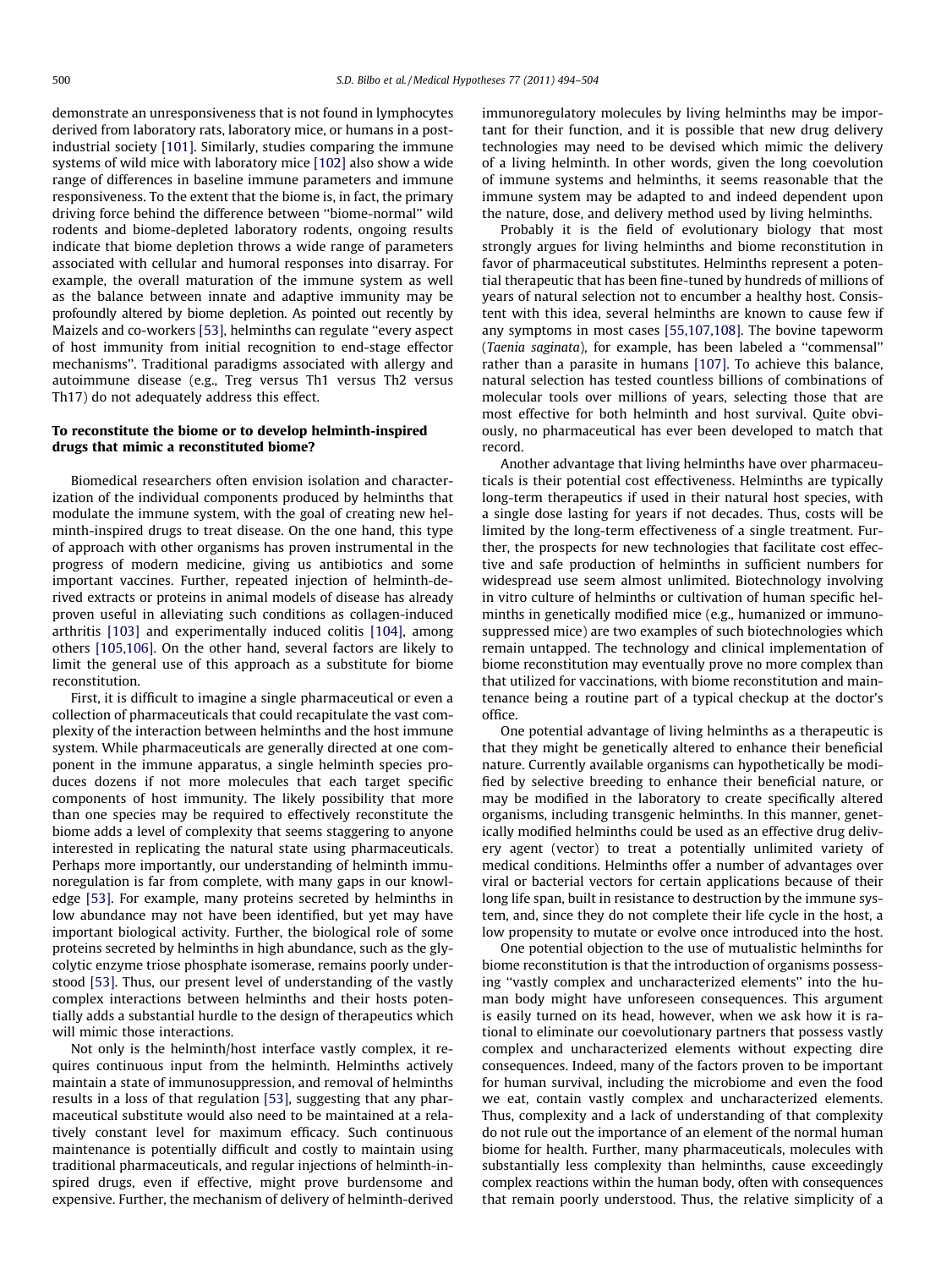demonstrate an unresponsiveness that is not found in lymphocytes derived from laboratory rats, laboratory mice, or humans in a post-industrial society [101]. Similarly, studies comparing the immune systems of wild mice with laboratory mice [102] also show a wide range of differences in baseline immune parameters and immune responsiveness. To the extent that the biome is, in fact, the primary driving force behind the difference between ''biome-normal'' wild rodents and biome-depleted laboratory rodents, ongoing results indicate that biome depletion throws a wide range of parameters associated with cellular and humoral responses into disarray. For example, the overall maturation of the immune system as well as the balance between innate and adaptive immunity may be profoundly altered by biome depletion. As pointed out recently by Maizels and co-workers [53], helminths can regulate ''every aspect of host immunity from initial recognition to end-stage effector mechanisms''. Traditional paradigms associated with allergy and autoimmune disease (e.g., Treg versus Th1 versus Th2 versus Th17) do not adequately address this effect.

## To reconstitute the biome or to develop helminth-inspired drugs that mimic a reconstituted biome?

Biomedical researchers often envision isolation and characterization of the individual components produced by helminths that modulate the immune system, with the goal of creating new helminth-inspired drugs to treat disease. On the one hand, this type of approach with other organisms has proven instrumental in the progress of modern medicine, giving us antibiotics and some important vaccines. Further, repeated injection of helminth-derived extracts or proteins in animal models of disease has already proven useful in alleviating such conditions as collagen-induced arthritis [103] and experimentally induced colitis [104], among others [105,106]. On the other hand, several factors are likely to limit the general use of this approach as a substitute for biome reconstitution.

First, it is difficult to imagine a single pharmaceutical or even a collection of pharmaceuticals that could recapitulate the vast complexity of the interaction between helminths and the host immune system. While pharmaceuticals are generally directed at one component in the immune apparatus, a single helminth species produces dozens if not more molecules that each target specific components of host immunity. The likely possibility that more than one species may be required to effectively reconstitute the biome adds a level of complexity that seems staggering to anyone interested in replicating the natural state using pharmaceuticals. Perhaps more importantly, our understanding of helminth immunoregulation is far from complete, with many gaps in our knowledge [53]. For example, many proteins secreted by helminths in low abundance may not have been identified, but yet may have important biological activity. Further, the biological role of some proteins secreted by helminths in high abundance, such as the glycolytic enzyme triose phosphate isomerase, remains poorly understood [53]. Thus, our present level of understanding of the vastly complex interactions between helminths and their hosts potentially adds a substantial hurdle to the design of therapeutics which will mimic those interactions.

Not only is the helminth/host interface vastly complex, it requires continuous input from the helminth. Helminths actively maintain a state of immunosuppression, and removal of helminths results in a loss of that regulation [53], suggesting that any pharmaceutical substitute would also need to be maintained at a relatively constant level for maximum efficacy. Such continuous maintenance is potentially difficult and costly to maintain using traditional pharmaceuticals, and regular injections of helminth-inspired drugs, even if effective, might prove burdensome and expensive. Further, the mechanism of delivery of helminth-derived immunoregulatory molecules by living helminths may be important for their function, and it is possible that new drug delivery technologies may need to be devised which mimic the delivery of a living helminth. In other words, given the long coevolution of immune systems and helminths, it seems reasonable that the immune system may be adapted to and indeed dependent upon the nature, dose, and delivery method used by living helminths.

Probably it is the field of evolutionary biology that most strongly argues for living helminths and biome reconstitution in favor of pharmaceutical substitutes. Helminths represent a potential therapeutic that has been fine-tuned by hundreds of millions of years of natural selection not to encumber a healthy host. Consistent with this idea, several helminths are known to cause few if any symptoms in most cases [55,107,108]. The bovine tapeworm (*Taenia saginata*), for example, has been labeled a ''commensal'' rather than a parasite in humans [107]. To achieve this balance, natural selection has tested countless billions of combinations of molecular tools over millions of years, selecting those that are most effective for both helminth and host survival. Quite obviously, no pharmaceutical has ever been developed to match that record.

Another advantage that living helminths have over pharmaceuticals is their potential cost effectiveness. Helminths are typically long-term therapeutics if used in their natural host species, with a single dose lasting for years if not decades. Thus, costs will be limited by the long-term effectiveness of a single treatment. Further, the prospects for new technologies that facilitate cost effective and safe production of helminths in sufficient numbers for widespread use seem almost unlimited. Biotechnology involving in vitro culture of helminths or cultivation of human specific helminths in genetically modified mice (e.g., humanized or immunosuppressed mice) are two examples of such biotechnologies which remain untapped. The technology and clinical implementation of biome reconstitution may eventually prove no more complex than that utilized for vaccinations, with biome reconstitution and maintenance being a routine part of a typical checkup at the doctor's office.

One potential advantage of living helminths as a therapeutic is that they might be genetically altered to enhance their beneficial nature. Currently available organisms can hypothetically be modified by selective breeding to enhance their beneficial nature, or may be modified in the laboratory to create specifically altered organisms, including transgenic helminths. In this manner, genetically modified helminths could be used as an effective drug delivery agent (vector) to treat a potentially unlimited variety of medical conditions. Helminths offer a number of advantages over viral or bacterial vectors for certain applications because of their long life span, built in resistance to destruction by the immune system, and, since they do not complete their life cycle in the host, a low propensity to mutate or evolve once introduced into the host.

One potential objection to the use of mutualistic helminths for biome reconstitution is that the introduction of organisms possessing ''vastly complex and uncharacterized elements'' into the human body might have unforeseen consequences. This argument is easily turned on its head, however, when we ask how it is rational to eliminate our coevolutionary partners that possess vastly complex and uncharacterized elements without expecting dire consequences. Indeed, many of the factors proven to be important for human survival, including the microbiome and even the food we eat, contain vastly complex and uncharacterized elements. Thus, complexity and a lack of understanding of that complexity do not rule out the importance of an element of the normal human biome for health. Further, many pharmaceuticals, molecules with substantially less complexity than helminths, cause exceedingly complex reactions within the human body, often with consequences that remain poorly understood. Thus, the relative simplicity of a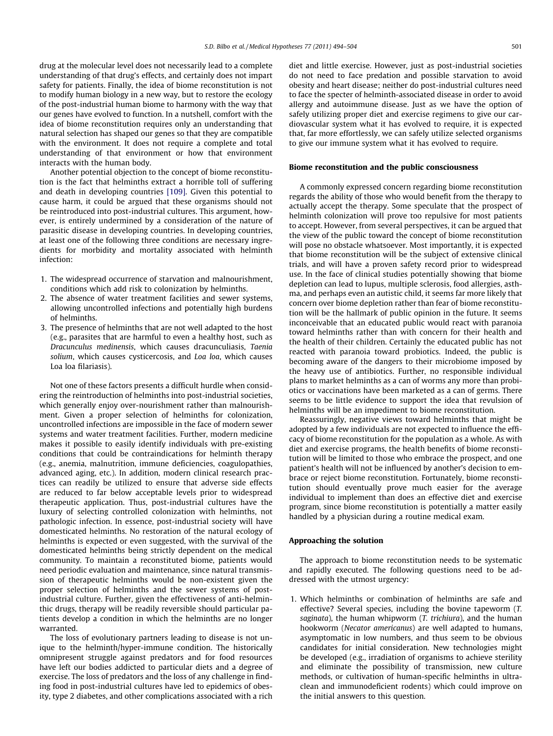drug at the molecular level does not necessarily lead to a complete understanding of that drug's effects, and certainly does not impart safety for patients. Finally, the idea of biome reconstitution is not to modify human biology in a new way, but to restore the ecology of the post-industrial human biome to harmony with the way that our genes have evolved to function. In a nutshell, comfort with the idea of biome reconstitution requires only an understanding that natural selection has shaped our genes so that they are compatible with the environment. It does not require a complete and total understanding of that environment or how that environment interacts with the human body.

Another potential objection to the concept of biome reconstitution is the fact that helminths extract a horrible toll of suffering and death in developing countries [109]. Given this potential to cause harm, it could be argued that these organisms should not be reintroduced into post-industrial cultures. This argument, however, is entirely undermined by a consideration of the nature of parasitic disease in developing countries. In developing countries, at least one of the following three conditions are necessary ingredients for morbidity and mortality associated with helminth infection:

1. The widespread occurrence of starvation and malnourishment, conditions which add risk to colonization by helminths.
2. The absence of water treatment facilities and sewer systems, allowing uncontrolled infections and potentially high burdens of helminths.
3. The presence of helminths that are not well adapted to the host (e.g., parasites that are harmful to even a healthy host, such as *Dracunculus medinensis*, which causes dracunculiasis, *Taenia solium*, which causes cysticercosis, and *Loa loa*, which causes Loa loa filariasis).

Not one of these factors presents a difficult hurdle when considering the reintroduction of helminths into post-industrial societies, which generally enjoy over-nourishment rather than malnourishment. Given a proper selection of helminths for colonization, uncontrolled infections are impossible in the face of modern sewer systems and water treatment facilities. Further, modern medicine makes it possible to easily identify individuals with pre-existing conditions that could be contraindications for helminth therapy (e.g., anemia, malnutrition, immune deficiencies, coagulopathies, advanced aging, etc.). In addition, modern clinical research practices can readily be utilized to ensure that adverse side effects are reduced to far below acceptable levels prior to widespread therapeutic application. Thus, post-industrial cultures have the luxury of selecting controlled colonization with helminths, not pathologic infection. In essence, post-industrial society will have domesticated helminths. No restoration of the natural ecology of helminths is expected or even suggested, with the survival of the domesticated helminths being strictly dependent on the medical community. To maintain a reconstituted biome, patients would need periodic evaluation and maintenance, since natural transmission of therapeutic helminths would be non-existent given the proper selection of helminths and the sewer systems of post-industrial culture. Further, given the effectiveness of anti-helminthic drugs, therapy will be readily reversible should particular patients develop a condition in which the helminths are no longer warranted.

The loss of evolutionary partners leading to disease is not unique to the helminth/hyper-immune condition. The historically omnipresent struggle against predators and for food resources have left our bodies addicted to particular diets and a degree of exercise. The loss of predators and the loss of any challenge in finding food in post-industrial cultures have led to epidemics of obesity, type 2 diabetes, and other complications associated with a rich diet and little exercise. However, just as post-industrial societies do not need to face predation and possible starvation to avoid obesity and heart disease; neither do post-industrial cultures need to face the specter of helminth-associated disease in order to avoid allergy and autoimmune disease. Just as we have the option of safely utilizing proper diet and exercise regimens to give our cardiovascular system what it has evolved to require, it is expected that, far more effortlessly, we can safely utilize selected organisms to give our immune system what it has evolved to require.

## Biome reconstitution and the public consciousness

A commonly expressed concern regarding biome reconstitution regards the ability of those who would benefit from the therapy to actually accept the therapy. Some speculate that the prospect of helminth colonization will prove too repulsive for most patients to accept. However, from several perspectives, it can be argued that the view of the public toward the concept of biome reconstitution will pose no obstacle whatsoever. Most importantly, it is expected that biome reconstitution will be the subject of extensive clinical trials, and will have a proven safety record prior to widespread use. In the face of clinical studies potentially showing that biome depletion can lead to lupus, multiple sclerosis, food allergies, asthma, and perhaps even an autistic child, it seems far more likely that concern over biome depletion rather than fear of biome reconstitution will be the hallmark of public opinion in the future. It seems inconceivable that an educated public would react with paranoia toward helminths rather than with concern for their health and the health of their children. Certainly the educated public has not reacted with paranoia toward probiotics. Indeed, the public is becoming aware of the dangers to their microbiome imposed by the heavy use of antibiotics. Further, no responsible individual plans to market helminths as a can of worms any more than probiotics or vaccinations have been marketed as a can of germs. There seems to be little evidence to support the idea that revulsion of helminths will be an impediment to biome reconstitution.

Reassuringly, negative views toward helminths that might be adopted by a few individuals are not expected to influence the efficacy of biome reconstitution for the population as a whole. As with diet and exercise programs, the health benefits of biome reconstitution will be limited to those who embrace the prospect, and one patient's health will not be influenced by another's decision to embrace or reject biome reconstitution. Fortunately, biome reconstitution should eventually prove much easier for the average individual to implement than does an effective diet and exercise program, since biome reconstitution is potentially a matter easily handled by a physician during a routine medical exam.

## Approaching the solution

The approach to biome reconstitution needs to be systematic and rapidly executed. The following questions need to be addressed with the utmost urgency:

1. Which helminths or combination of helminths are safe and effective? Several species, including the bovine tapeworm (*T. saginata*), the human whipworm (*T. trichiura*), and the human hookworm (*Necator americanus*) are well adapted to humans, asymptomatic in low numbers, and thus seem to be obvious candidates for initial consideration. New technologies might be developed (e.g., irradiation of organisms to achieve sterility and eliminate the possibility of transmission, new culture methods, or cultivation of human-specific helminths in ultra-clean and immunodeficient rodents) which could improve on the initial answers to this question.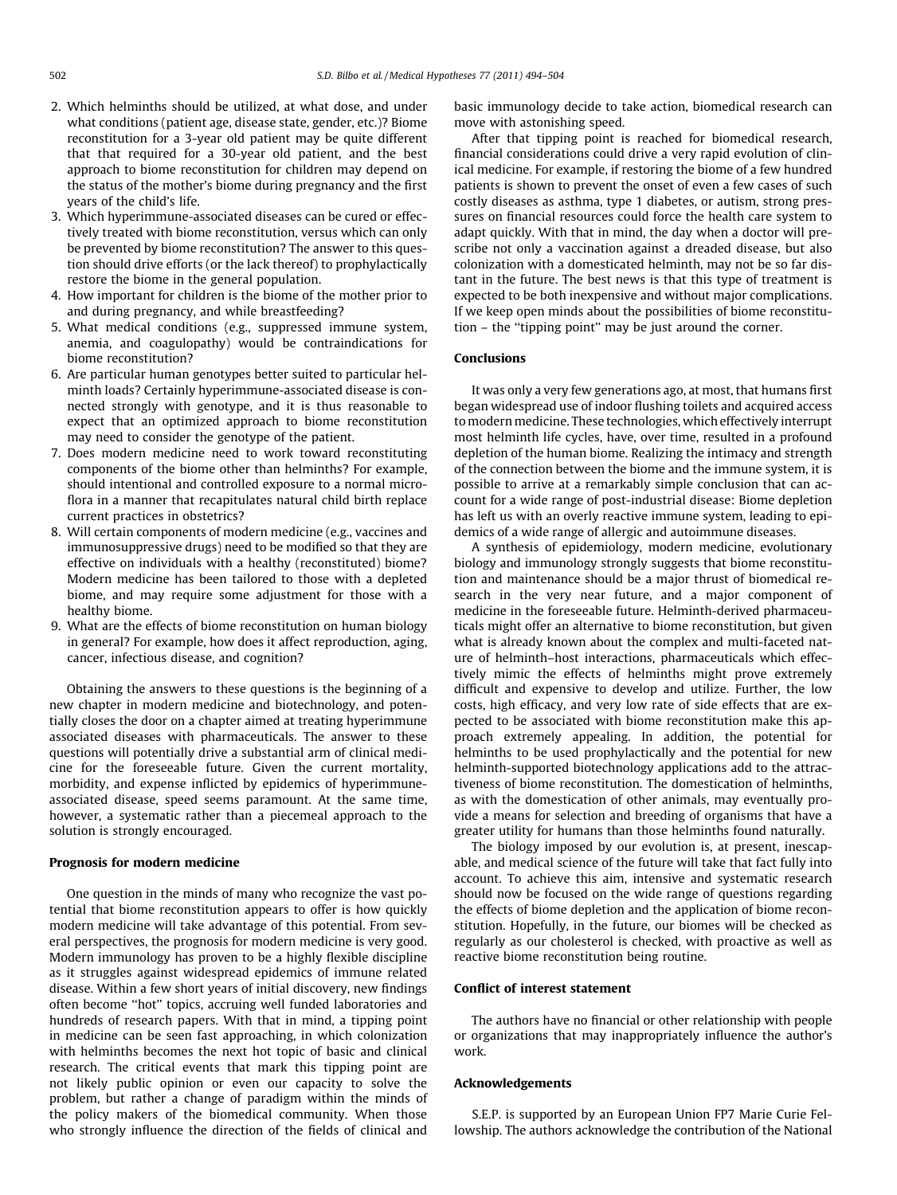2. Which helminths should be utilized, at what dose, and under what conditions (patient age, disease state, gender, etc.)? Biome reconstitution for a 3-year old patient may be quite different that that required for a 30-year old patient, and the best approach to biome reconstitution for children may depend on the status of the mother's biome during pregnancy and the first years of the child's life.
3. Which hyperimmune-associated diseases can be cured or effectively treated with biome reconstitution, versus which can only be prevented by biome reconstitution? The answer to this question should drive efforts (or the lack thereof) to prophylactically restore the biome in the general population.
4. How important for children is the biome of the mother prior to and during pregnancy, and while breastfeeding?
5. What medical conditions (e.g., suppressed immune system, anemia, and coagulopathy) would be contraindications for biome reconstitution?
6. Are particular human genotypes better suited to particular helminth loads? Certainly hyperimmune-associated disease is connected strongly with genotype, and it is thus reasonable to expect that an optimized approach to biome reconstitution may need to consider the genotype of the patient.
7. Does modern medicine need to work toward reconstituting components of the biome other than helminths? For example, should intentional and controlled exposure to a normal microflora in a manner that recapitulates natural child birth replace current practices in obstetrics?
8. Will certain components of modern medicine (e.g., vaccines and immunosuppressive drugs) need to be modified so that they are effective on individuals with a healthy (reconstituted) biome? Modern medicine has been tailored to those with a depleted biome, and may require some adjustment for those with a healthy biome.
9. What are the effects of biome reconstitution on human biology in general? For example, how does it affect reproduction, aging, cancer, infectious disease, and cognition?

Obtaining the answers to these questions is the beginning of a new chapter in modern medicine and biotechnology, and potentially closes the door on a chapter aimed at treating hyperimmune associated diseases with pharmaceuticals. The answer to these questions will potentially drive a substantial arm of clinical medicine for the foreseeable future. Given the current mortality, morbidity, and expense inflicted by epidemics of hyperimmune-associated disease, speed seems paramount. At the same time, however, a systematic rather than a piecemeal approach to the solution is strongly encouraged.

### Prognosis for modern medicine

One question in the minds of many who recognize the vast potential that biome reconstitution appears to offer is how quickly modern medicine will take advantage of this potential. From several perspectives, the prognosis for modern medicine is very good. Modern immunology has proven to be a highly flexible discipline as it struggles against widespread epidemics of immune related disease. Within a few short years of initial discovery, new findings often become "hot" topics, accruing well funded laboratories and hundreds of research papers. With that in mind, a tipping point in medicine can be seen fast approaching, in which colonization with helminths becomes the next hot topic of basic and clinical research. The critical events that mark this tipping point are not likely public opinion or even our capacity to solve the problem, but rather a change of paradigm within the minds of the policy makers of the biomedical community. When those who strongly influence the direction of the fields of clinical and basic immunology decide to take action, biomedical research can move with astonishing speed.

After that tipping point is reached for biomedical research, financial considerations could drive a very rapid evolution of clinical medicine. For example, if restoring the biome of a few hundred patients is shown to prevent the onset of even a few cases of such costly diseases as asthma, type 1 diabetes, or autism, strong pressures on financial resources could force the health care system to adapt quickly. With that in mind, the day when a doctor will prescribe not only a vaccination against a dreaded disease, but also colonization with a domesticated helminth, may not be so far distant in the future. The best news is that this type of treatment is expected to be both inexpensive and without major complications. If we keep open minds about the possibilities of biome reconstitution – the "tipping point" may be just around the corner.

### Conclusions

It was only a very few generations ago, at most, that humans first began widespread use of indoor flushing toilets and acquired access to modern medicine. These technologies, which effectively interrupt most helminth life cycles, have, over time, resulted in a profound depletion of the human biome. Realizing the intimacy and strength of the connection between the biome and the immune system, it is possible to arrive at a remarkably simple conclusion that can account for a wide range of post-industrial disease: Biome depletion has left us with an overly reactive immune system, leading to epidemics of a wide range of allergic and autoimmune diseases.

A synthesis of epidemiology, modern medicine, evolutionary biology and immunology strongly suggests that biome reconstitution and maintenance should be a major thrust of biomedical research in the very near future, and a major component of medicine in the foreseeable future. Helminth-derived pharmaceuticals might offer an alternative to biome reconstitution, but given what is already known about the complex and multi-faceted nature of helminth–host interactions, pharmaceuticals which effectively mimic the effects of helminths might prove extremely difficult and expensive to develop and utilize. Further, the low costs, high efficacy, and very low rate of side effects that are expected to be associated with biome reconstitution make this approach extremely appealing. In addition, the potential for helminths to be used prophylactically and the potential for new helminth-supported biotechnology applications add to the attractiveness of biome reconstitution. The domestication of helminths, as with the domestication of other animals, may eventually provide a means for selection and breeding of organisms that have a greater utility for humans than those helminths found naturally.

The biology imposed by our evolution is, at present, inescapable, and medical science of the future will take that fact fully into account. To achieve this aim, intensive and systematic research should now be focused on the wide range of questions regarding the effects of biome depletion and the application of biome reconstitution. Hopefully, in the future, our biomes will be checked as regularly as our cholesterol is checked, with proactive as well as reactive biome reconstitution being routine.

### Conflict of interest statement

The authors have no financial or other relationship with people or organizations that may inappropriately influence the author's work.

### Acknowledgements

S.E.P. is supported by an European Union FP7 Marie Curie Fellowship. The authors acknowledge the contribution of the National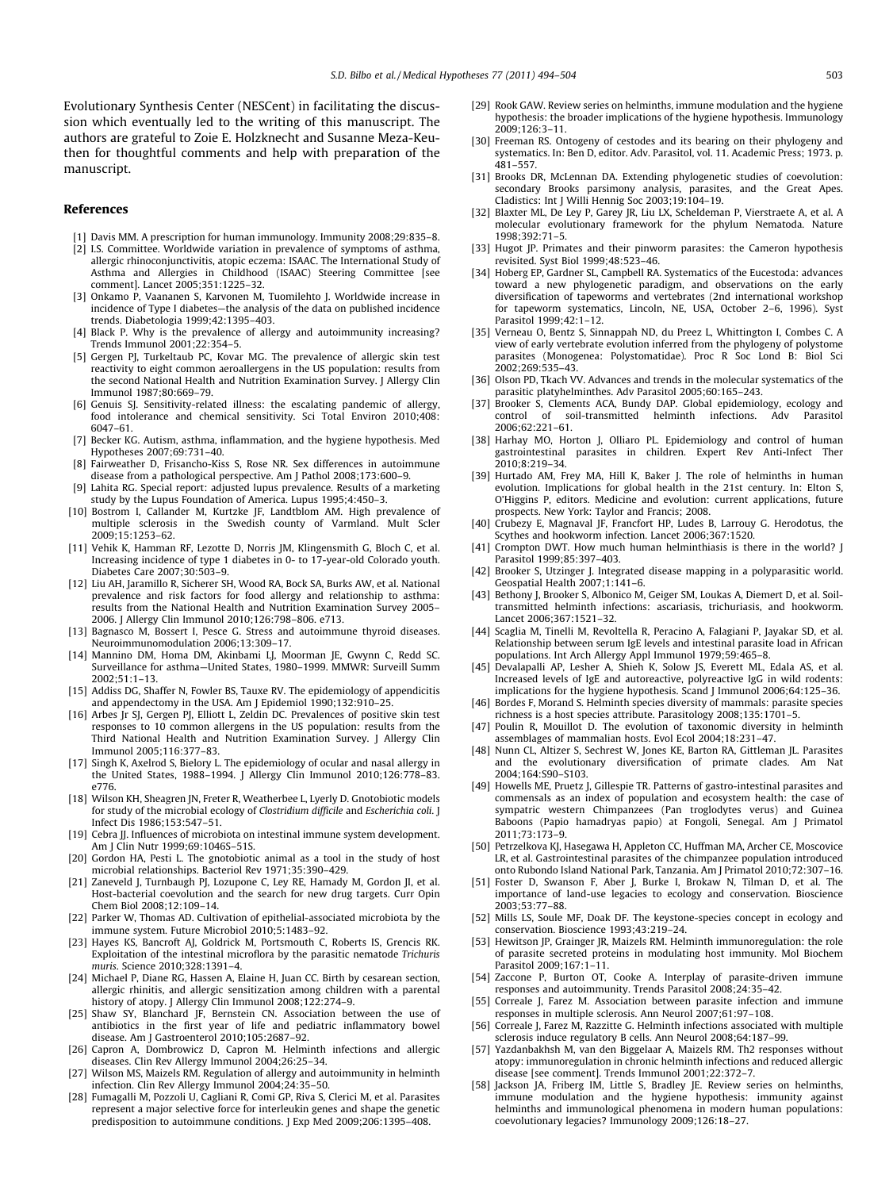Evolutionary Synthesis Center (NESCent) in facilitating the discussion which eventually led to the writing of this manuscript. The authors are grateful to Zoie E. Holzknecht and Susanne Meza-Keuthen for thoughtful comments and help with preparation of the manuscript.

## References

[1] Davis MM. A prescription for human immunology. Immunity 2008;29:835–8.

[2] I.S. Committee. Worldwide variation in prevalence of symptoms of asthma, allergic rhinoconjunctivitis, atopic eczema: ISAAC. The International Study of Asthma and Allergies in Childhood (ISAAC) Steering Committee [see comment]. Lancet 2005;351:1225–32.

[3] Onkamo P, Vaananen S, Karvonen M, Tuomilehto J. Worldwide increase in incidence of Type I diabetes—the analysis of the data on published incidence trends. Diabetologia 1999;42:1395–403.

[4] Black P. Why is the prevalence of allergy and autoimmunity increasing? Trends Immunol 2001;22:354–5.

[5] Gergen PJ, Turkeltaub PC, Kovar MG. The prevalence of allergic skin test reactivity to eight common aeroallergens in the US population: results from the second National Health and Nutrition Examination Survey. J Allergy Clin Immunol 1987;80:669–79.

[6] Genuis SJ. Sensitivity-related illness: the escalating pandemic of allergy, food intolerance and chemical sensitivity. Sci Total Environ 2010;408: 6047–61.

[7] Becker KG. Autism, asthma, inflammation, and the hygiene hypothesis. Med Hypotheses 2007;69:731–40.

[8] Fairweather D, Frisancho-Kiss S, Rose NR. Sex differences in autoimmune disease from a pathological perspective. Am J Pathol 2008;173:600–9.

[9] Lahita RG. Special report: adjusted lupus prevalence. Results of a marketing study by the Lupus Foundation of America. Lupus 1995;4:450–3.

[10] Bostrom I, Callander M, Kurtzke JF, Landtblom AM. High prevalence of multiple sclerosis in the Swedish county of Varmland. Mult Scler 2009;15:1253–62.

[11] Vehik K, Hamman RF, Lezotte D, Norris JM, Klingensmith G, Bloch C, et al. Increasing incidence of type 1 diabetes in 0- to 17-year-old Colorado youth. Diabetes Care 2007;30:503–9.

[12] Liu AH, Jaramillo R, Sicherer SH, Wood RA, Bock SA, Burks AW, et al. National prevalence and risk factors for food allergy and relationship to asthma: results from the National Health and Nutrition Examination Survey 2005–2006. J Allergy Clin Immunol 2010;126:798–806. e713.

[13] Bagnasco M, Bossert I, Pesce G. Stress and autoimmune thyroid diseases. Neuroimmunomodulation 2006;13:309–17.

[14] Mannino DM, Homa DM, Akinbami LJ, Moorman JE, Gwynn C, Redd SC. Surveillance for asthma—United States, 1980–1999. MMWR: Surveill Summ 2002;51:1–13.

[15] Addiss DG, Shaffer N, Fowler BS, Tauxe RV. The epidemiology of appendicitis and appendectomy in the USA. Am J Epidemiol 1990;132:910–25.

[16] Arbes Jr SJ, Gergen PJ, Elliott L, Zeldin DC. Prevalences of positive skin test responses to 10 common allergens in the US population: results from the Third National Health and Nutrition Examination Survey. J Allergy Clin Immunol 2005;116:377–83.

[17] Singh K, Axelrod S, Bielory L. The epidemiology of ocular and nasal allergy in the United States, 1988–1994. J Allergy Clin Immunol 2010;126:778–83. e776.

[18] Wilson KH, Sheagren JN, Freter R, Weatherbee L, Lyerly D. Gnotobiotic models for study of the microbial ecology of *Clostridium difficile* and *Escherichia coli*. J Infect Dis 1986;153:547–51.

[19] Cebra JJ. Influences of microbiota on intestinal immune system development. Am J Clin Nutr 1999;69:1046S–51S.

[20] Gordon HA, Pesti L. The gnotobiotic animal as a tool in the study of host microbial relationships. Bacteriol Rev 1971;35:390–429.

[21] Zaneveld J, Turnbaugh PJ, Lozupone C, Ley RE, Hamady M, Gordon JI, et al. Host-bacterial coevolution and the search for new drug targets. Curr Opin Chem Biol 2008;12:109–14.

[22] Parker W, Thomas AD. Cultivation of epithelial-associated microbiota by the immune system. Future Microbiol 2010;5:1483–92.

[23] Hayes KS, Bancroft AJ, Goldrick M, Portsmouth C, Roberts IS, Grencis RK. Exploitation of the intestinal microflora by the parasitic nematode *Trichuris muris*. Science 2010;328:1391–4.

[24] Michael P, Diane RG, Hassen A, Elaine H, Juan CC. Birth by cesarean section, allergic rhinitis, and allergic sensitization among children with a parental history of atopy. J Allergy Clin Immunol 2008;122:274–9.

[25] Shaw SY, Blanchard JF, Bernstein CN. Association between the use of antibiotics in the first year of life and pediatric inflammatory bowel disease. Am J Gastroenterol 2010;105:2687–92.

[26] Capron A, Dombrowicz D, Capron M. Helminth infections and allergic diseases. Clin Rev Allergy Immunol 2004;26:25–34.

[27] Wilson MS, Maizels RM. Regulation of allergy and autoimmunity in helminth infection. Clin Rev Allergy Immunol 2004;24:35–50.

[28] Fumagalli M, Pozzoli U, Cagliani R, Comi GP, Riva S, Clerici M, et al. Parasites represent a major selective force for interleukin genes and shape the genetic predisposition to autoimmune conditions. J Exp Med 2009;206:1395–408.

[29] Rook GAW. Review series on helminths, immune modulation and the hygiene hypothesis: the broader implications of the hygiene hypothesis. Immunology 2009;126:3–11.

[30] Freeman RS. Ontogeny of cestodes and its bearing on their phylogeny and systematics. In: Ben D, editor. Adv. Parasitol, vol. 11. Academic Press; 1973. p. 481–557.

[31] Brooks DR, McLennan DA. Extending phylogenetic studies of coevolution: secondary Brooks parsimony analysis, parasites, and the Great Apes. Cladistics: Int J Willi Hennig Soc 2003;19:104–19.

[32] Blaxter ML, De Ley P, Garey JR, Liu LX, Scheldeman P, Vierstraete A, et al. A molecular evolutionary framework for the phylum Nematoda. Nature 1998;392:71–5.

[33] Hugot JP. Primates and their pinworm parasites: the Cameron hypothesis revisited. Syst Biol 1999;48:523–46.

[34] Hoberg EP, Gardner SL, Campbell RA. Systematics of the Eucestoda: advances toward a new phylogenetic paradigm, and observations on the early diversification of tapeworms and vertebrates (2nd international workshop for tapeworm systematics, Lincoln, NE, USA, October 2–6, 1996). Syst Parasitol 1999;42:1–12.

[35] Verneau O, Bentz S, Sinnappah ND, du Preez L, Whittington I, Combes C. A view of early vertebrate evolution inferred from the phylogeny of polystome parasites (Monogenea: Polystomatidae). Proc R Soc Lond B: Biol Sci 2002;269:535–43.

[36] Olson PD, Tkach VV. Advances and trends in the molecular systematics of the parasitic platyhelminthes. Adv Parasitol 2005;60:165–243.

[37] Brooker S, Clements ACA, Bundy DAP. Global epidemiology, ecology and control of soil-transmitted helminth infections. Adv Parasitol 2006;62:221–61.

[38] Harhay MO, Horton J, Olliaro PL. Epidemiology and control of human gastrointestinal parasites in children. Expert Rev Anti-Infect Ther 2010;8:219–34.

[39] Hurtado AM, Frey MA, Hill K, Baker J. The role of helminths in human evolution. Implications for global health in the 21st century. In: Elton S, O'Higgins P, editors. Medicine and evolution: current applications, future prospects. New York: Taylor and Francis; 2008.

[40] Crubezy E, Magnaval JF, Francfort HP, Ludes B, Larrouy G. Herodotus, the Scythes and hookworm infection. Lancet 2006;367:1520.

[41] Crompton DWT. How much human helminthiasis is there in the world? J Parasitol 1999;85:397–403.

[42] Brooker S, Utzinger J. Integrated disease mapping in a polyparasitic world. Geospatial Health 2007;1:141–6.

[43] Bethony J, Brooker S, Albonico M, Geiger SM, Loukas A, Diemert D, et al. Soil-transmitted helminth infections: ascariasis, trichuriasis, and hookworm. Lancet 2006;367:1521–32.

[44] Scaglia M, Tinelli M, Revoltella R, Peracino A, Falagiani P, Jayakar SD, et al. Relationship between serum IgE levels and intestinal parasite load in African populations. Int Arch Allergy Appl Immunol 1979;59:465–8.

[45] Devalapalli AP, Lesher A, Shieh K, Solow JS, Everett ML, Edala AS, et al. Increased levels of IgE and autoreactive, polyreactive IgG in wild rodents: implications for the hygiene hypothesis. Scand J Immunol 2006;64:125–36.

[46] Bordes F, Morand S. Helminth species diversity of mammals: parasite species richness is a host species attribute. Parasitology 2008;135:1701–5.

[47] Poulin R, Mouillot D. The evolution of taxonomic diversity in helminth assemblages of mammalian hosts. Evol Ecol 2004;18:231–47.

[48] Nunn CL, Altizer S, Sechrest W, Jones KE, Barton RA, Gittleman JL. Parasites and the evolutionary diversification of primate clades. Am Nat 2004;164:S90–S103.

[49] Howells ME, Pruetz J, Gillespie TR. Patterns of gastro-intestinal parasites and commensals as an index of population and ecosystem health: the case of sympatric western Chimpanzees (Pan troglodytes verus) and Guinea Baboons (Papio hamadryas papio) at Fongoli, Senegal. Am J Primatol 2011;73:173–9.

[50] Petrzelkova KJ, Hasegawa H, Appleton CC, Huffman MA, Archer CE, Moscovice LR, et al. Gastrointestinal parasites of the chimpanzee population introduced onto Rubondo Island National Park, Tanzania. Am J Primatol 2010;72:307–16.

[51] Foster D, Swanson F, Aber J, Burke I, Brokaw N, Tilman D, et al. The importance of land-use legacies to ecology and conservation. Bioscience 2003;53:77–88.

[52] Mills LS, Soule MF, Doak DF. The keystone-species concept in ecology and conservation. Bioscience 1993;43:219–24.

[53] Hewitson JP, Grainger JR, Maizels RM. Helminth immunoregulation: the role of parasite secreted proteins in modulating host immunity. Mol Biochem Parasitol 2009;167:1–11.

[54] Zaccone P, Burton OT, Cooke A. Interplay of parasite-driven immune responses and autoimmunity. Trends Parasitol 2008;24:35–42.

[55] Correale J, Farez M. Association between parasite infection and immune responses in multiple sclerosis. Ann Neurol 2007;61:97–108.

[56] Correale J, Farez M, Razzitte G. Helminth infections associated with multiple sclerosis induce regulatory B cells. Ann Neurol 2008;64:187–99.

[57] Yazdanbakhsh M, van den Biggelaar A, Maizels RM. Th2 responses without atopy: immunoregulation in chronic helminth infections and reduced allergic disease [see comment]. Trends Immunol 2001;22:372–7.

[58] Jackson JA, Friberg IM, Little S, Bradley JE. Review series on helminths, immune modulation and the hygiene hypothesis: immunity against helminths and immunological phenomena in modern human populations: coevolutionary legacies? Immunology 2009;126:18–27.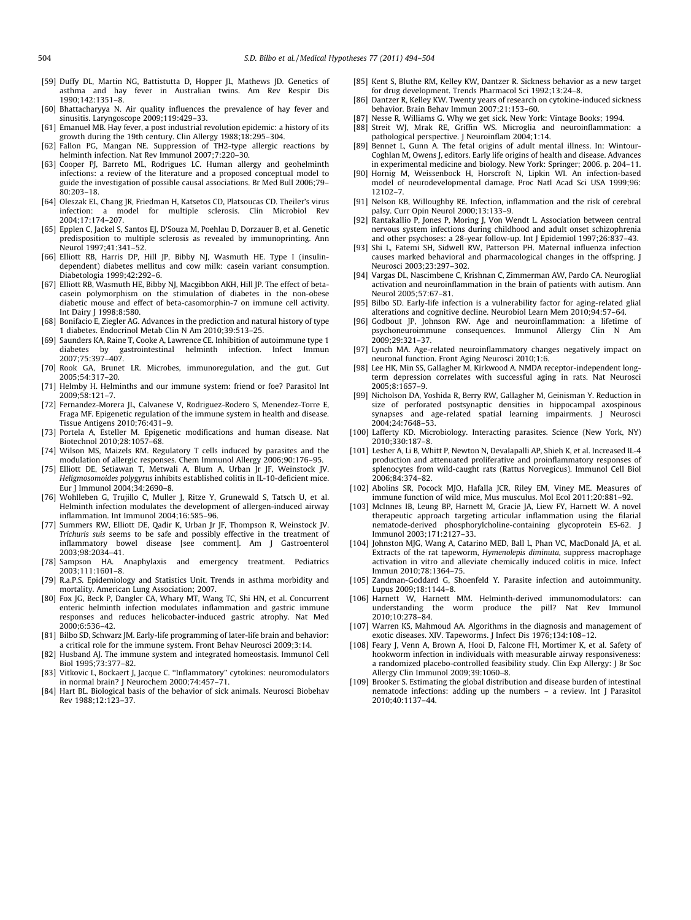[59] Duffy DL, Martin NG, Battistutta D, Hopper JL, Mathews JD. Genetics of asthma and hay fever in Australian twins. Am Rev Respir Dis 1990;142:1351–8.

[60] Bhattacharyya N. Air quality influences the prevalence of hay fever and sinusitis. Laryngoscope 2009;119:429–33.

[61] Emanuel MB. Hay fever, a post industrial revolution epidemic: a history of its growth during the 19th century. Clin Allergy 1988;18:295–304.

[62] Fallon PG, Mangan NE. Suppression of TH2-type allergic reactions by helminth infection. Nat Rev Immunol 2007;7:220–30.

[63] Cooper PJ, Barreto ML, Rodrigues LC. Human allergy and geohelminth infections: a review of the literature and a proposed conceptual model to guide the investigation of possible causal associations. Br Med Bull 2006;79–80:203–18.

[64] Oleszak EL, Chang JR, Friedman H, Katsetos CD, Platsoucas CD. Theiler's virus infection: a model for multiple sclerosis. Clin Microbiol Rev 2004;17:174–207.

[65] Epplen C, Jackel S, Santos EJ, D'Souza M, Poehlau D, Dorzauer B, et al. Genetic predisposition to multiple sclerosis as revealed by immunoprinting. Ann Neurol 1997;41:341–52.

[66] Elliott RB, Harris DP, Hill JP, Bibby NJ, Wasmuth HE. Type I (insulin-dependent) diabetes mellitus and cow milk: casein variant consumption. Diabetologia 1999;42:292–6.

[67] Elliott RB, Wasmuth HE, Bibby NJ, Macgibbon AKH, Hill JP. The effect of beta-casein polymorphism on the stimulation of diabetes in the non-obese diabetic mouse and effect of beta-casomorphin-7 on immune cell activity. Int Dairy J 1998;8:580.

[68] Bonifacio E, Ziegler AG. Advances in the prediction and natural history of type 1 diabetes. Endocrinol Metab Clin N Am 2010;39:513–25.

[69] Saunders KA, Raine T, Cooke A, Lawrence CE. Inhibition of autoimmune type 1 diabetes by gastrointestinal helminth infection. Infect Immun 2007;75:397–407.

[70] Rook GA, Brunet LR. Microbes, immunoregulation, and the gut. Gut 2005;54:317–20.

[71] Helmby H. Helminths and our immune system: friend or foe? Parasitol Int 2009;58:121–7.

[72] Fernandez-Morera JL, Calvanese V, Rodriguez-Rodero S, Menendez-Torre E, Fraga MF. Epigenetic regulation of the immune system in health and disease. Tissue Antigens 2010;76:431–9.

[73] Portela A, Esteller M. Epigenetic modifications and human disease. Nat Biotechnol 2010;28:1057–68.

[74] Wilson MS, Maizels RM. Regulatory T cells induced by parasites and the modulation of allergic responses. Chem Immunol Allergy 2006;90:176–95.

[75] Elliott DE, Setiawan T, Metwali A, Blum A, Urban Jr JF, Weinstock JV. *Heligmosomoides polygyrus* inhibits established colitis in IL-10-deficient mice. Eur J Immunol 2004;34:2690–8.

[76] Wohlleben G, Trujillo C, Muller J, Ritze Y, Grunewald S, Tatsch U, et al. Helminth infection modulates the development of allergen-induced airway inflammation. Int Immunol 2004;16:585–96.

[77] Summers RW, Elliott DE, Qadir K, Urban Jr JF, Thompson R, Weinstock JV. *Trichuris suis* seems to be safe and possibly effective in the treatment of inflammatory bowel disease [see comment]. Am J Gastroenterol 2003;98:2034–41.

[78] Sampson HA. Anaphylaxis and emergency treatment. Pediatrics 2003;111:1601–8.

[79] R.a.P.S. Epidemiology and Statistics Unit. Trends in asthma morbidity and mortality. American Lung Association; 2007.

[80] Fox JG, Beck P, Dangler CA, Whary MT, Wang TC, Shi HN, et al. Concurrent enteric helminth infection modulates inflammation and gastric immune responses and reduces helicobacter-induced gastric atrophy. Nat Med 2000;6:536–42.

[81] Bilbo SD, Schwarz JM. Early-life programming of later-life brain and behavior: a critical role for the immune system. Front Behav Neurosci 2009;3:14.

[82] Husband AJ. The immune system and integrated homeostasis. Immunol Cell Biol 1995;73:377–82.

[83] Vitkovic L, Bockaert J, Jacque C. "Inflammatory" cytokines: neuromodulators in normal brain? J Neurochem 2000;74:457–71.

[84] Hart BL. Biological basis of the behavior of sick animals. Neurosci Biobehav Rev 1988;12:123–37.

[85] Kent S, Bluthe RM, Kelley KW, Dantzer R. Sickness behavior as a new target for drug development. Trends Pharmacol Sci 1992;13:24–8.

[86] Dantzer R, Kelley KW. Twenty years of research on cytokine-induced sickness behavior. Brain Behav Immun 2007;21:153–60.

[87] Nesse R, Williams G. Why we get sick. New York: Vintage Books; 1994.

[88] Streit WJ, Mrak RE, Griffin WS. Microglia and neuroinflammation: a pathological perspective. J Neuroinflam 2004;1:14.

[89] Bennet L, Gunn A. The fetal origins of adult mental illness. In: Wintour-Coghlan M, Owens J, editors. Early life origins of health and disease. Advances in experimental medicine and biology. New York: Springer; 2006. p. 204–11.

[90] Hornig M, Weissenbock H, Horscroft N, Lipkin WI. An infection-based model of neurodevelopmental damage. Proc Natl Acad Sci USA 1999;96:12102–7.

[91] Nelson KB, Willoughby RE. Infection, inflammation and the risk of cerebral palsy. Curr Opin Neurol 2000;13:133–9.

[92] Rantakallio P, Jones P, Moring J, Von Wendt L. Association between central nervous system infections during childhood and adult onset schizophrenia and other psychoses: a 28-year follow-up. Int J Epidemiol 1997;26:837–43.

[93] Shi L, Fatemi SH, Sidwell RW, Patterson PH. Maternal influenza infection causes marked behavioral and pharmacological changes in the offspring. J Neurosci 2003;23:297–302.

[94] Vargas DL, Nascimbene C, Krishnan C, Zimmerman AW, Pardo CA. Neuroglial activation and neuroinflammation in the brain of patients with autism. Ann Neurol 2005;57:67–81.

[95] Bilbo SD. Early-life infection is a vulnerability factor for aging-related glial alterations and cognitive decline. Neurobiol Learn Mem 2010;94:57–64.

[96] Godbout JP, Johnson RW. Age and neuroinflammation: a lifetime of psychoneuroimmune consequences. Immunol Allergy Clin N Am 2009;29:321–37.

[97] Lynch MA. Age-related neuroinflammatory changes negatively impact on neuronal function. Front Aging Neurosci 2010;1:6.

[98] Lee HK, Min SS, Gallagher M, Kirkwood A. NMDA receptor-independent long-term depression correlates with successful aging in rats. Nat Neurosci 2005;8:1657–9.

[99] Nicholson DA, Yoshida R, Berry RW, Gallagher M, Geinisman Y. Reduction in size of perforated postsynaptic densities in hippocampal axospinous synapses and age-related spatial learning impairments. J Neurosci 2004;24:7648–53.

[100] Lafferty KD. Microbiology. Interacting parasites. Science (New York, NY) 2010;330:187–8.

[101] Lesher A, Li B, Whitt P, Newton N, Devalapalli AP, Shieh K, et al. Increased IL-4 production and attenuated proliferative and proinflammatory responses of splenocytes from wild-caught rats (Rattus Norvegicus). Immunol Cell Biol 2006;84:374–82.

[102] Abolins SR, Pocock MJO, Hafalla JCR, Riley EM, Viney ME. Measures of immune function of wild mice, Mus musculus. Mol Ecol 2011;20:881–92.

[103] McInnes IB, Leung BP, Harnett M, Gracie JA, Liew FY, Harnett W. A novel therapeutic approach targeting articular inflammation using the filarial nematode-derived phosphorylcholine-containing glycoprotein ES-62. J Immunol 2003;171:2127–33.

[104] Johnston MJG, Wang A, Catarino MED, Ball L, Phan VC, MacDonald JA, et al. Extracts of the rat tapeworm, *Hymenolepis diminuta*, suppress macrophage activation in vitro and alleviate chemically induced colitis in mice. Infect Immun 2010;78:1364–75.

[105] Zandman-Goddard G, Shoenfeld Y. Parasite infection and autoimmunity. Lupus 2009;18:1144–8.

[106] Harnett W, Harnett MM. Helminth-derived immunomodulators: can understanding the worm produce the pill? Nat Rev Immunol 2010;10:278–84.

[107] Warren KS, Mahmoud AA. Algorithms in the diagnosis and management of exotic diseases. XIV. Tapeworms. J Infect Dis 1976;134:108–12.

[108] Feary J, Venn A, Brown A, Hooi D, Falcone FH, Mortimer K, et al. Safety of hookworm infection in individuals with measurable airway responsiveness: a randomized placebo-controlled feasibility study. Clin Exp Allergy: J Br Soc Allergy Clin Immunol 2009;39:1060–8.

[109] Brooker S. Estimating the global distribution and disease burden of intestinal nematode infections: adding up the numbers – a review. Int J Parasitol 2010;40:1137–44.